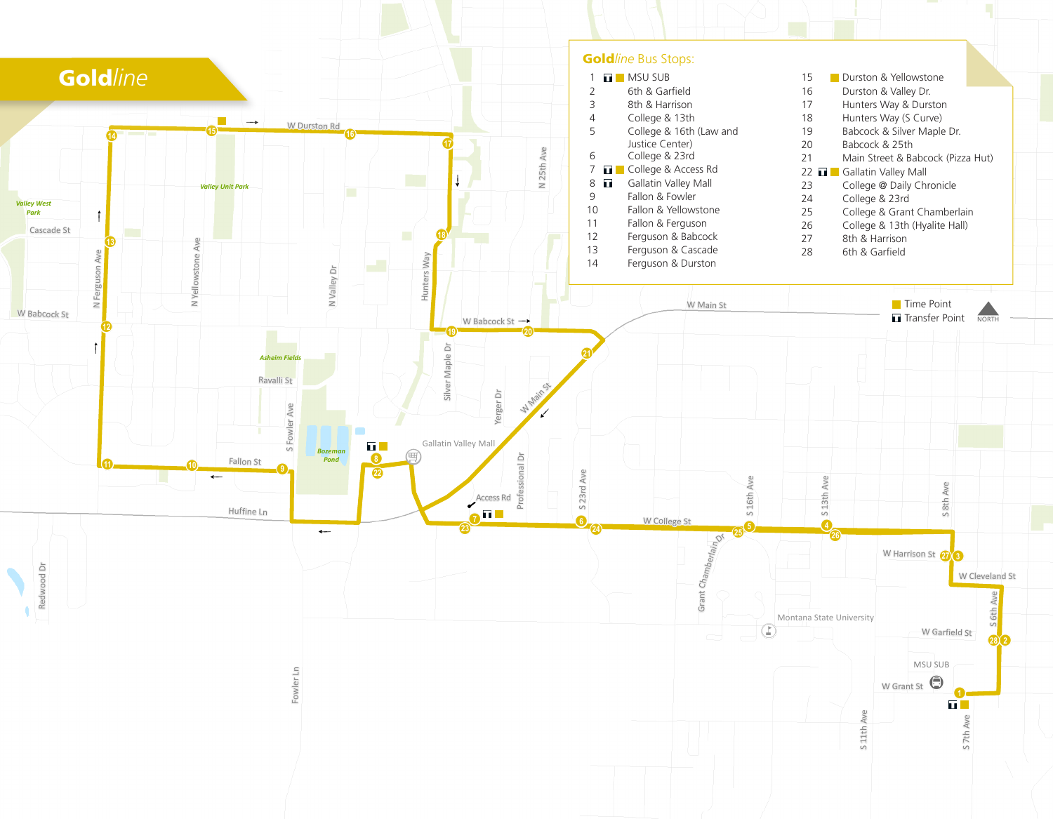# Goldline

## Goldline Bus Stops:

| # | | Stop | # | | Stop |
|---|---|---|---|---|---|
| 1 | Transfer Point, Time Point | MSU SUB | 15 | Time Point | Durston & Yellowstone |
| 2 | | 6th & Garfield | 16 | | Durston & Valley Dr. |
| 3 | | 8th & Harrison | 17 | | Hunters Way & Durston |
| 4 | | College & 13th | 18 | | Hunters Way (S Curve) |
| 5 | | College & 16th (Law and Justice Center) | 19 | | Babcock & Silver Maple Dr. |
| 6 | | College & 23rd | 20 | | Babcock & 25th |
| 7 | Transfer Point, Time Point | College & Access Rd | 21 | | Main Street & Babcock (Pizza Hut) |
| 8 | Transfer Point | Gallatin Valley Mall | 22 | Transfer Point, Time Point | Gallatin Valley Mall |
| 9 | | Fallon & Fowler | 23 | | College @ Daily Chronicle |
| 10 | | Fallon & Yellowstone | 24 | | College & 23rd |
| 11 | | Fallon & Ferguson | 25 | | College & Grant Chamberlain |
| 12 | | Ferguson & Babcock | 26 | | College & 13th (Hyalite Hall) |
| 13 | | Ferguson & Cascade | 27 | | 8th & Harrison |
| 14 | | Ferguson & Durston | 28 | | 6th & Garfield |

Time Point

Transfer Point

NORTH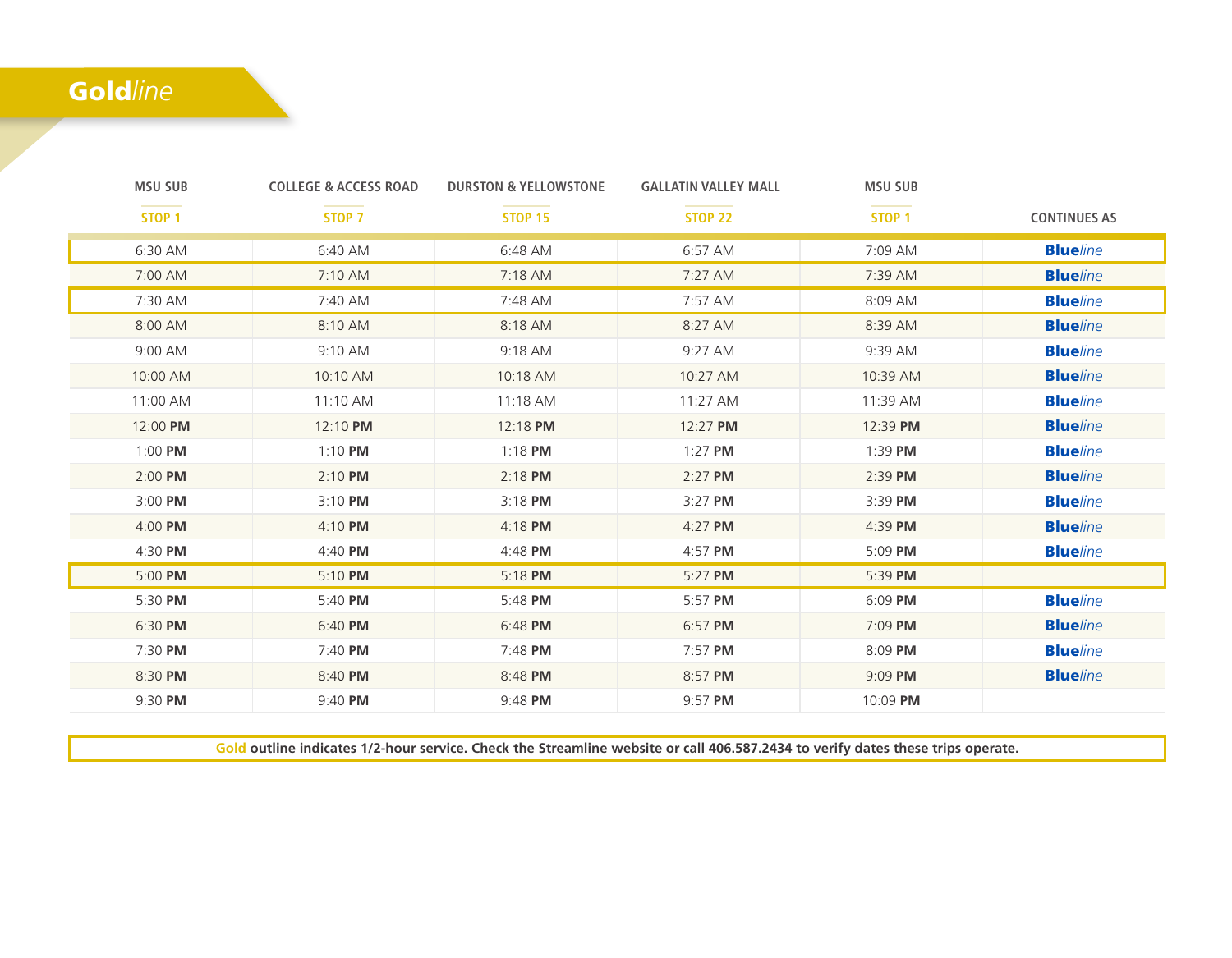# **Gold***line*

| MSU SUB STOP 1 | COLLEGE & ACCESS ROAD STOP 7 | DURSTON & YELLOWSTONE STOP 15 | GALLATIN VALLEY MALL STOP 22 | MSU SUB STOP 1 | CONTINUES AS |
|---|---|---|---|---|---|
| 6:30 AM | 6:40 AM | 6:48 AM | 6:57 AM | 7:09 AM | **Blue***line* |
| 7:00 AM | 7:10 AM | 7:18 AM | 7:27 AM | 7:39 AM | **Blue***line* |
| 7:30 AM | 7:40 AM | 7:48 AM | 7:57 AM | 8:09 AM | **Blue***line* |
| 8:00 AM | 8:10 AM | 8:18 AM | 8:27 AM | 8:39 AM | **Blue***line* |
| 9:00 AM | 9:10 AM | 9:18 AM | 9:27 AM | 9:39 AM | **Blue***line* |
| 10:00 AM | 10:10 AM | 10:18 AM | 10:27 AM | 10:39 AM | **Blue***line* |
| 11:00 AM | 11:10 AM | 11:18 AM | 11:27 AM | 11:39 AM | **Blue***line* |
| 12:00 **PM** | 12:10 **PM** | 12:18 **PM** | 12:27 **PM** | 12:39 **PM** | **Blue***line* |
| 1:00 **PM** | 1:10 **PM** | 1:18 **PM** | 1:27 **PM** | 1:39 **PM** | **Blue***line* |
| 2:00 **PM** | 2:10 **PM** | 2:18 **PM** | 2:27 **PM** | 2:39 **PM** | **Blue***line* |
| 3:00 **PM** | 3:10 **PM** | 3:18 **PM** | 3:27 **PM** | 3:39 **PM** | **Blue***line* |
| 4:00 **PM** | 4:10 **PM** | 4:18 **PM** | 4:27 **PM** | 4:39 **PM** | **Blue***line* |
| 4:30 **PM** | 4:40 **PM** | 4:48 **PM** | 4:57 **PM** | 5:09 **PM** | **Blue***line* |
| 5:00 **PM** | 5:10 **PM** | 5:18 **PM** | 5:27 **PM** | 5:39 **PM** | |
| 5:30 **PM** | 5:40 **PM** | 5:48 **PM** | 5:57 **PM** | 6:09 **PM** | **Blue***line* |
| 6:30 **PM** | 6:40 **PM** | 6:48 **PM** | 6:57 **PM** | 7:09 **PM** | **Blue***line* |
| 7:30 **PM** | 7:40 **PM** | 7:48 **PM** | 7:57 **PM** | 8:09 **PM** | **Blue***line* |
| 8:30 **PM** | 8:40 **PM** | 8:48 **PM** | 8:57 **PM** | 9:09 **PM** | **Blue***line* |
| 9:30 **PM** | 9:40 **PM** | 9:48 **PM** | 9:57 **PM** | 10:09 **PM** | |

**Gold outline indicates 1/2-hour service. Check the Streamline website or call 406.587.2434 to verify dates these trips operate.**